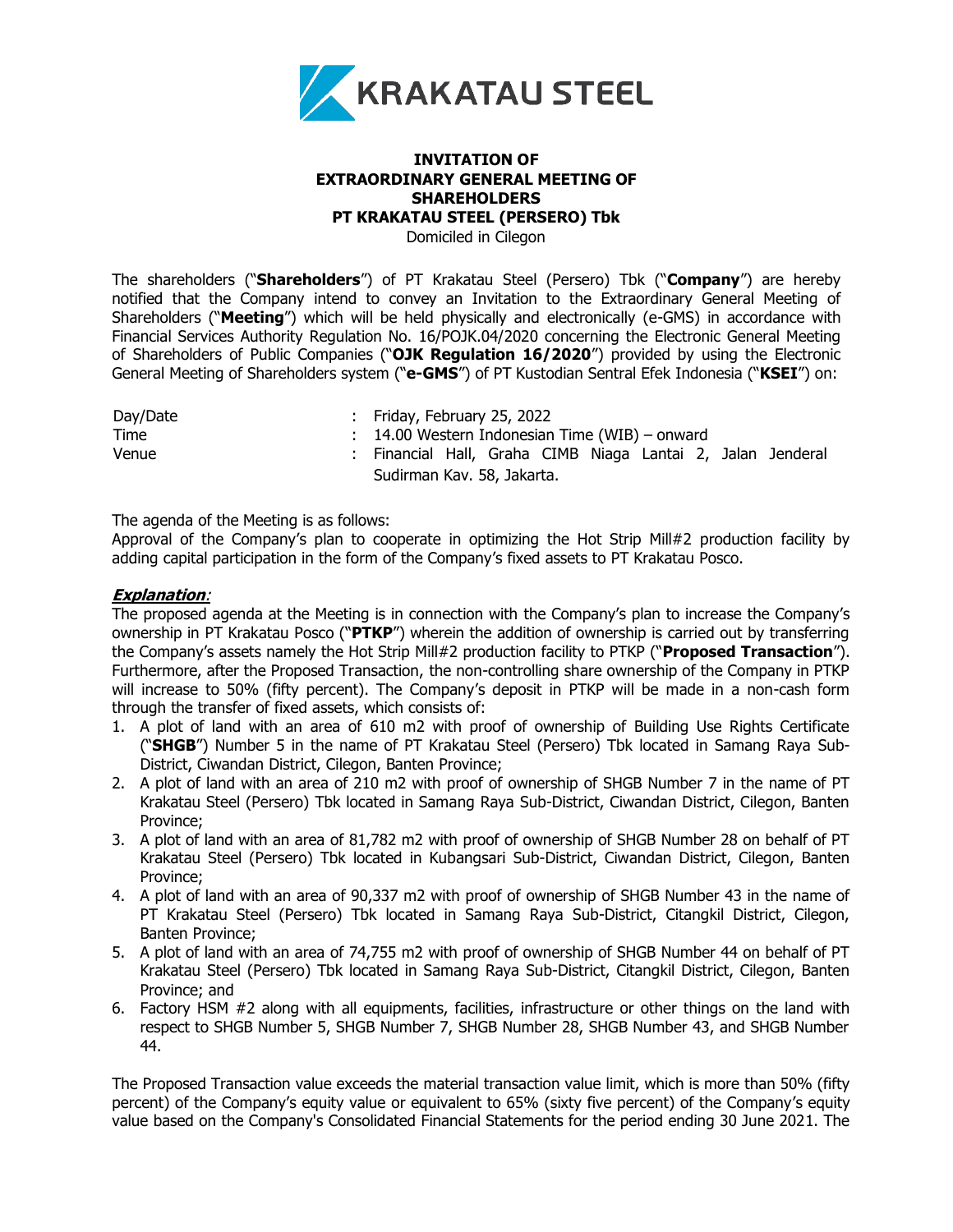KRAKATAU STEEL

# INVITATION OF EXTRAORDINARY GENERAL MEETING OF SHAREHOLDERS PT KRAKATAU STEEL (PERSERO) Tbk

Domiciled in Cilegon

The shareholders ("**Shareholders**") of PT Krakatau Steel (Persero) Tbk ("**Company**") are hereby notified that the Company intend to convey an Invitation to the Extraordinary General Meeting of Shareholders ("**Meeting**") which will be held physically and electronically (e-GMS) in accordance with Financial Services Authority Regulation No. 16/POJK.04/2020 concerning the Electronic General Meeting of Shareholders of Public Companies ("**OJK Regulation 16/2020**") provided by using the Electronic General Meeting of Shareholders system ("**e-GMS**") of PT Kustodian Sentral Efek Indonesia ("**KSEI**") on:

| | | |
|---|---|---|
| Day/Date | : | Friday, February 25, 2022 |
| Time | : | 14.00 Western Indonesian Time (WIB) – onward |
| Venue | : | Financial Hall, Graha CIMB Niaga Lantai 2, Jalan Jenderal Sudirman Kav. 58, Jakarta. |

The agenda of the Meeting is as follows:
Approval of the Company's plan to cooperate in optimizing the Hot Strip Mill#2 production facility by adding capital participation in the form of the Company's fixed assets to PT Krakatau Posco.

***Explanation:***
The proposed agenda at the Meeting is in connection with the Company's plan to increase the Company's ownership in PT Krakatau Posco ("**PTKP**") wherein the addition of ownership is carried out by transferring the Company's assets namely the Hot Strip Mill#2 production facility to PTKP ("**Proposed Transaction**"). Furthermore, after the Proposed Transaction, the non-controlling share ownership of the Company in PTKP will increase to 50% (fifty percent). The Company's deposit in PTKP will be made in a non-cash form through the transfer of fixed assets, which consists of:

1. A plot of land with an area of 610 m2 with proof of ownership of Building Use Rights Certificate ("**SHGB**") Number 5 in the name of PT Krakatau Steel (Persero) Tbk located in Samang Raya Sub-District, Ciwandan District, Cilegon, Banten Province;
2. A plot of land with an area of 210 m2 with proof of ownership of SHGB Number 7 in the name of PT Krakatau Steel (Persero) Tbk located in Samang Raya Sub-District, Ciwandan District, Cilegon, Banten Province;
3. A plot of land with an area of 81,782 m2 with proof of ownership of SHGB Number 28 on behalf of PT Krakatau Steel (Persero) Tbk located in Kubangsari Sub-District, Ciwandan District, Cilegon, Banten Province;
4. A plot of land with an area of 90,337 m2 with proof of ownership of SHGB Number 43 in the name of PT Krakatau Steel (Persero) Tbk located in Samang Raya Sub-District, Citangkil District, Cilegon, Banten Province;
5. A plot of land with an area of 74,755 m2 with proof of ownership of SHGB Number 44 on behalf of PT Krakatau Steel (Persero) Tbk located in Samang Raya Sub-District, Citangkil District, Cilegon, Banten Province; and
6. Factory HSM #2 along with all equipments, facilities, infrastructure or other things on the land with respect to SHGB Number 5, SHGB Number 7, SHGB Number 28, SHGB Number 43, and SHGB Number 44.

The Proposed Transaction value exceeds the material transaction value limit, which is more than 50% (fifty percent) of the Company's equity value or equivalent to 65% (sixty five percent) of the Company's equity value based on the Company's Consolidated Financial Statements for the period ending 30 June 2021. The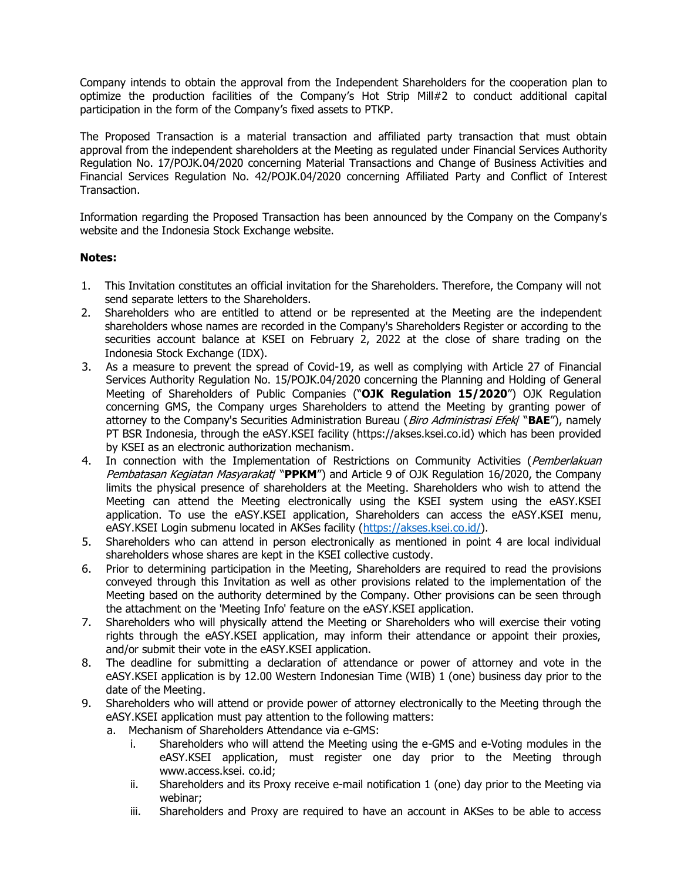Company intends to obtain the approval from the Independent Shareholders for the cooperation plan to optimize the production facilities of the Company's Hot Strip Mill#2 to conduct additional capital participation in the form of the Company's fixed assets to PTKP.

The Proposed Transaction is a material transaction and affiliated party transaction that must obtain approval from the independent shareholders at the Meeting as regulated under Financial Services Authority Regulation No. 17/POJK.04/2020 concerning Material Transactions and Change of Business Activities and Financial Services Regulation No. 42/POJK.04/2020 concerning Affiliated Party and Conflict of Interest Transaction.

Information regarding the Proposed Transaction has been announced by the Company on the Company's website and the Indonesia Stock Exchange website.

**Notes:**

1. This Invitation constitutes an official invitation for the Shareholders. Therefore, the Company will not send separate letters to the Shareholders.
2. Shareholders who are entitled to attend or be represented at the Meeting are the independent shareholders whose names are recorded in the Company's Shareholders Register or according to the securities account balance at KSEI on February 2, 2022 at the close of share trading on the Indonesia Stock Exchange (IDX).
3. As a measure to prevent the spread of Covid-19, as well as complying with Article 27 of Financial Services Authority Regulation No. 15/POJK.04/2020 concerning the Planning and Holding of General Meeting of Shareholders of Public Companies ("**OJK Regulation 15/2020**") OJK Regulation concerning GMS, the Company urges Shareholders to attend the Meeting by granting power of attorney to the Company's Securities Administration Bureau (*Biro Administrasi Efek*/ "**BAE**"), namely PT BSR Indonesia, through the eASY.KSEI facility (https://akses.ksei.co.id) which has been provided by KSEI as an electronic authorization mechanism.
4. In connection with the Implementation of Restrictions on Community Activities (*Pemberlakuan Pembatasan Kegiatan Masyarakat*/ "**PPKM**") and Article 9 of OJK Regulation 16/2020, the Company limits the physical presence of shareholders at the Meeting. Shareholders who wish to attend the Meeting can attend the Meeting electronically using the KSEI system using the eASY.KSEI application. To use the eASY.KSEI application, Shareholders can access the eASY.KSEI menu, eASY.KSEI Login submenu located in AKSes facility (https://akses.ksei.co.id/).
5. Shareholders who can attend in person electronically as mentioned in point 4 are local individual shareholders whose shares are kept in the KSEI collective custody.
6. Prior to determining participation in the Meeting, Shareholders are required to read the provisions conveyed through this Invitation as well as other provisions related to the implementation of the Meeting based on the authority determined by the Company. Other provisions can be seen through the attachment on the 'Meeting Info' feature on the eASY.KSEI application.
7. Shareholders who will physically attend the Meeting or Shareholders who will exercise their voting rights through the eASY.KSEI application, may inform their attendance or appoint their proxies, and/or submit their vote in the eASY.KSEI application.
8. The deadline for submitting a declaration of attendance or power of attorney and vote in the eASY.KSEI application is by 12.00 Western Indonesian Time (WIB) 1 (one) business day prior to the date of the Meeting.
9. Shareholders who will attend or provide power of attorney electronically to the Meeting through the eASY.KSEI application must pay attention to the following matters:
   a. Mechanism of Shareholders Attendance via e-GMS:
      i. Shareholders who will attend the Meeting using the e-GMS and e-Voting modules in the eASY.KSEI application, must register one day prior to the Meeting through www.access.ksei. co.id;
      ii. Shareholders and its Proxy receive e-mail notification 1 (one) day prior to the Meeting via webinar;
      iii. Shareholders and Proxy are required to have an account in AKSes to be able to access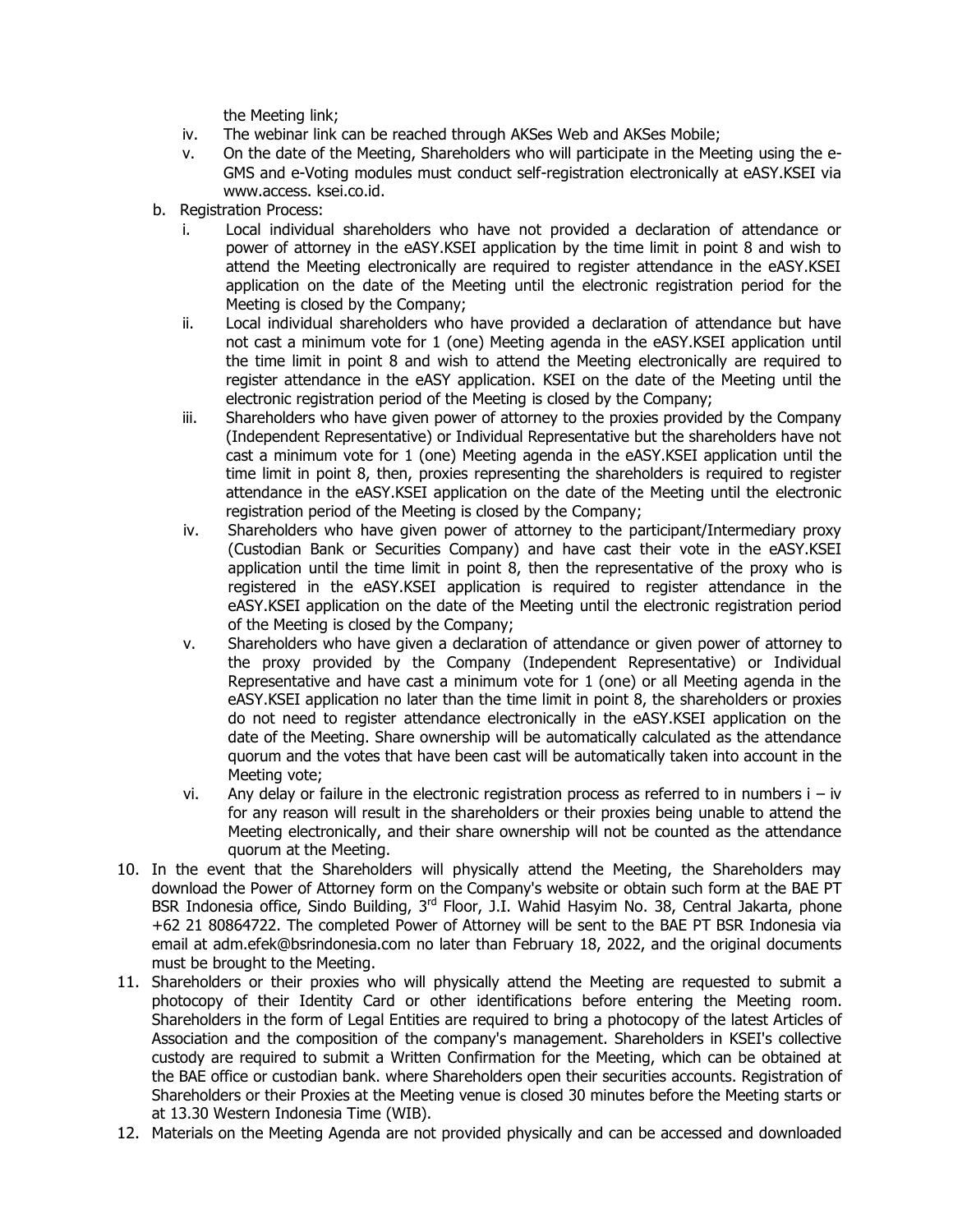the Meeting link;

- iv. The webinar link can be reached through AKSes Web and AKSes Mobile;
- v. On the date of the Meeting, Shareholders who will participate in the Meeting using the e-GMS and e-Voting modules must conduct self-registration electronically at eASY.KSEI via www.access. ksei.co.id.

b. Registration Process:

- i. Local individual shareholders who have not provided a declaration of attendance or power of attorney in the eASY.KSEI application by the time limit in point 8 and wish to attend the Meeting electronically are required to register attendance in the eASY.KSEI application on the date of the Meeting until the electronic registration period for the Meeting is closed by the Company;
- ii. Local individual shareholders who have provided a declaration of attendance but have not cast a minimum vote for 1 (one) Meeting agenda in the eASY.KSEI application until the time limit in point 8 and wish to attend the Meeting electronically are required to register attendance in the eASY application. KSEI on the date of the Meeting until the electronic registration period of the Meeting is closed by the Company;
- iii. Shareholders who have given power of attorney to the proxies provided by the Company (Independent Representative) or Individual Representative but the shareholders have not cast a minimum vote for 1 (one) Meeting agenda in the eASY.KSEI application until the time limit in point 8, then, proxies representing the shareholders is required to register attendance in the eASY.KSEI application on the date of the Meeting until the electronic registration period of the Meeting is closed by the Company;
- iv. Shareholders who have given power of attorney to the participant/Intermediary proxy (Custodian Bank or Securities Company) and have cast their vote in the eASY.KSEI application until the time limit in point 8, then the representative of the proxy who is registered in the eASY.KSEI application is required to register attendance in the eASY.KSEI application on the date of the Meeting until the electronic registration period of the Meeting is closed by the Company;
- v. Shareholders who have given a declaration of attendance or given power of attorney to the proxy provided by the Company (Independent Representative) or Individual Representative and have cast a minimum vote for 1 (one) or all Meeting agenda in the eASY.KSEI application no later than the time limit in point 8, the shareholders or proxies do not need to register attendance electronically in the eASY.KSEI application on the date of the Meeting. Share ownership will be automatically calculated as the attendance quorum and the votes that have been cast will be automatically taken into account in the Meeting vote;
- vi. Any delay or failure in the electronic registration process as referred to in numbers i – iv for any reason will result in the shareholders or their proxies being unable to attend the Meeting electronically, and their share ownership will not be counted as the attendance quorum at the Meeting.

10. In the event that the Shareholders will physically attend the Meeting, the Shareholders may download the Power of Attorney form on the Company's website or obtain such form at the BAE PT BSR Indonesia office, Sindo Building, 3rd Floor, J.I. Wahid Hasyim No. 38, Central Jakarta, phone +62 21 80864722. The completed Power of Attorney will be sent to the BAE PT BSR Indonesia via email at adm.efek@bsrindonesia.com no later than February 18, 2022, and the original documents must be brought to the Meeting.
11. Shareholders or their proxies who will physically attend the Meeting are requested to submit a photocopy of their Identity Card or other identifications before entering the Meeting room. Shareholders in the form of Legal Entities are required to bring a photocopy of the latest Articles of Association and the composition of the company's management. Shareholders in KSEI's collective custody are required to submit a Written Confirmation for the Meeting, which can be obtained at the BAE office or custodian bank. where Shareholders open their securities accounts. Registration of Shareholders or their Proxies at the Meeting venue is closed 30 minutes before the Meeting starts or at 13.30 Western Indonesia Time (WIB).
12. Materials on the Meeting Agenda are not provided physically and can be accessed and downloaded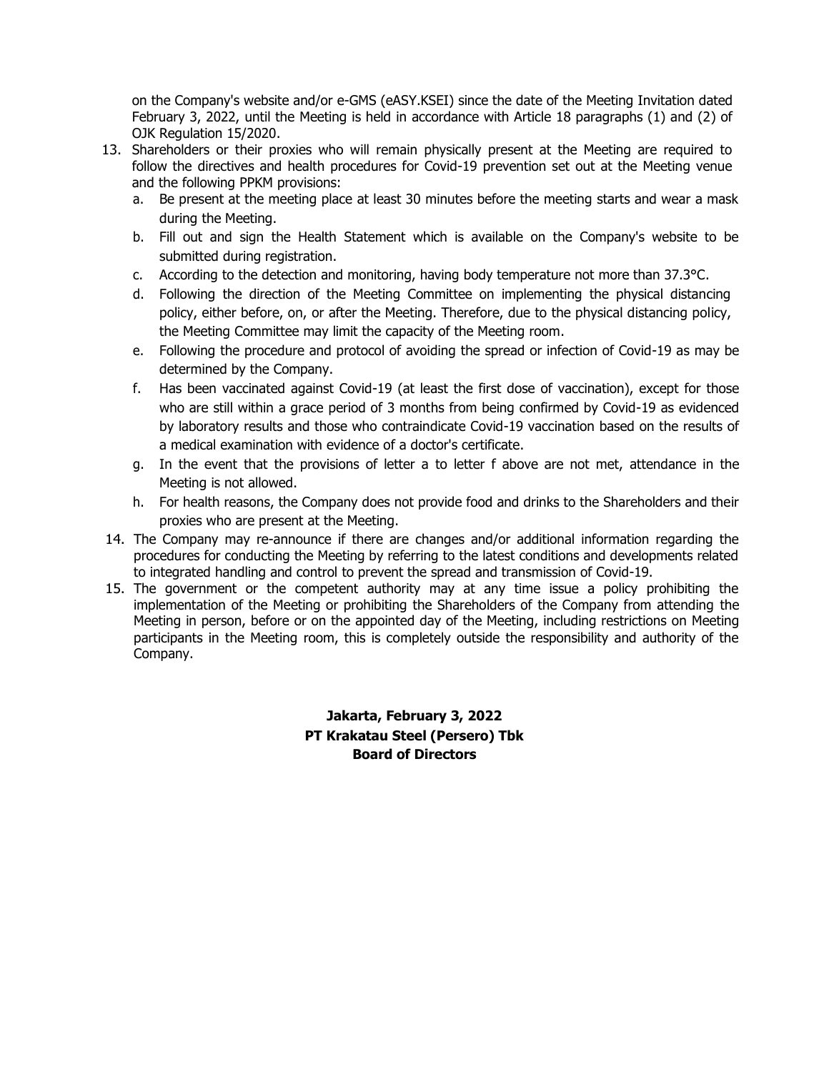on the Company's website and/or e-GMS (eASY.KSEI) since the date of the Meeting Invitation dated February 3, 2022, until the Meeting is held in accordance with Article 18 paragraphs (1) and (2) of OJK Regulation 15/2020.

13. Shareholders or their proxies who will remain physically present at the Meeting are required to follow the directives and health procedures for Covid-19 prevention set out at the Meeting venue and the following PPKM provisions:
    a. Be present at the meeting place at least 30 minutes before the meeting starts and wear a mask during the Meeting.
    b. Fill out and sign the Health Statement which is available on the Company's website to be submitted during registration.
    c. According to the detection and monitoring, having body temperature not more than 37.3°C.
    d. Following the direction of the Meeting Committee on implementing the physical distancing policy, either before, on, or after the Meeting. Therefore, due to the physical distancing policy, the Meeting Committee may limit the capacity of the Meeting room.
    e. Following the procedure and protocol of avoiding the spread or infection of Covid-19 as may be determined by the Company.
    f. Has been vaccinated against Covid-19 (at least the first dose of vaccination), except for those who are still within a grace period of 3 months from being confirmed by Covid-19 as evidenced by laboratory results and those who contraindicate Covid-19 vaccination based on the results of a medical examination with evidence of a doctor's certificate.
    g. In the event that the provisions of letter a to letter f above are not met, attendance in the Meeting is not allowed.
    h. For health reasons, the Company does not provide food and drinks to the Shareholders and their proxies who are present at the Meeting.
14. The Company may re-announce if there are changes and/or additional information regarding the procedures for conducting the Meeting by referring to the latest conditions and developments related to integrated handling and control to prevent the spread and transmission of Covid-19.
15. The government or the competent authority may at any time issue a policy prohibiting the implementation of the Meeting or prohibiting the Shareholders of the Company from attending the Meeting in person, before or on the appointed day of the Meeting, including restrictions on Meeting participants in the Meeting room, this is completely outside the responsibility and authority of the Company.

**Jakarta, February 3, 2022**
**PT Krakatau Steel (Persero) Tbk**
**Board of Directors**